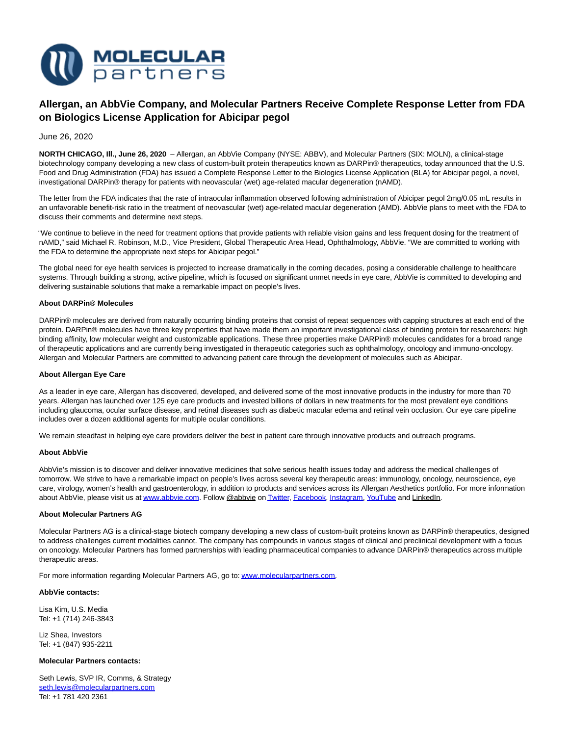# Allergan, an AbbVie Company, and Molecular Partners Receive Complete Response Letter from FDA on Biologics License Application for Abicipar pegol

June 26, 2020

**NORTH CHICAGO, Ill., June 26, 2020** – Allergan, an AbbVie Company (NYSE: ABBV), and Molecular Partners (SIX: MOLN), a clinical-stage biotechnology company developing a new class of custom-built protein therapeutics known as DARPin® therapeutics, today announced that the U.S. Food and Drug Administration (FDA) has issued a Complete Response Letter to the Biologics License Application (BLA) for Abicipar pegol, a novel, investigational DARPin® therapy for patients with neovascular (wet) age-related macular degeneration (nAMD).

The letter from the FDA indicates that the rate of intraocular inflammation observed following administration of Abicipar pegol 2mg/0.05 mL results in an unfavorable benefit-risk ratio in the treatment of neovascular (wet) age-related macular degeneration (AMD). AbbVie plans to meet with the FDA to discuss their comments and determine next steps.

"We continue to believe in the need for treatment options that provide patients with reliable vision gains and less frequent dosing for the treatment of nAMD," said Michael R. Robinson, M.D., Vice President, Global Therapeutic Area Head, Ophthalmology, AbbVie. "We are committed to working with the FDA to determine the appropriate next steps for Abicipar pegol."

The global need for eye health services is projected to increase dramatically in the coming decades, posing a considerable challenge to healthcare systems. Through building a strong, active pipeline, which is focused on significant unmet needs in eye care, AbbVie is committed to developing and delivering sustainable solutions that make a remarkable impact on people's lives.

**About DARPin® Molecules**

DARPin® molecules are derived from naturally occurring binding proteins that consist of repeat sequences with capping structures at each end of the protein. DARPin® molecules have three key properties that have made them an important investigational class of binding protein for researchers: high binding affinity, low molecular weight and customizable applications. These three properties make DARPin® molecules candidates for a broad range of therapeutic applications and are currently being investigated in therapeutic categories such as ophthalmology, oncology and immuno-oncology. Allergan and Molecular Partners are committed to advancing patient care through the development of molecules such as Abicipar.

**About Allergan Eye Care**

As a leader in eye care, Allergan has discovered, developed, and delivered some of the most innovative products in the industry for more than 70 years. Allergan has launched over 125 eye care products and invested billions of dollars in new treatments for the most prevalent eye conditions including glaucoma, ocular surface disease, and retinal diseases such as diabetic macular edema and retinal vein occlusion. Our eye care pipeline includes over a dozen additional agents for multiple ocular conditions.

We remain steadfast in helping eye care providers deliver the best in patient care through innovative products and outreach programs.

**About AbbVie**

AbbVie's mission is to discover and deliver innovative medicines that solve serious health issues today and address the medical challenges of tomorrow. We strive to have a remarkable impact on people's lives across several key therapeutic areas: immunology, oncology, neuroscience, eye care, virology, women's health and gastroenterology, in addition to products and services across its Allergan Aesthetics portfolio. For more information about AbbVie, please visit us at www.abbvie.com. Follow @abbvie on Twitter, Facebook, Instagram, YouTube and LinkedIn.

**About Molecular Partners AG**

Molecular Partners AG is a clinical-stage biotech company developing a new class of custom-built proteins known as DARPin® therapeutics, designed to address challenges current modalities cannot. The company has compounds in various stages of clinical and preclinical development with a focus on oncology. Molecular Partners has formed partnerships with leading pharmaceutical companies to advance DARPin® therapeutics across multiple therapeutic areas.

For more information regarding Molecular Partners AG, go to: www.molecularpartners.com.

**AbbVie contacts:**

Lisa Kim, U.S. Media
Tel: +1 (714) 246-3843

Liz Shea, Investors
Tel: +1 (847) 935-2211

**Molecular Partners contacts:**

Seth Lewis, SVP IR, Comms, & Strategy
seth.lewis@molecularpartners.com
Tel: +1 781 420 2361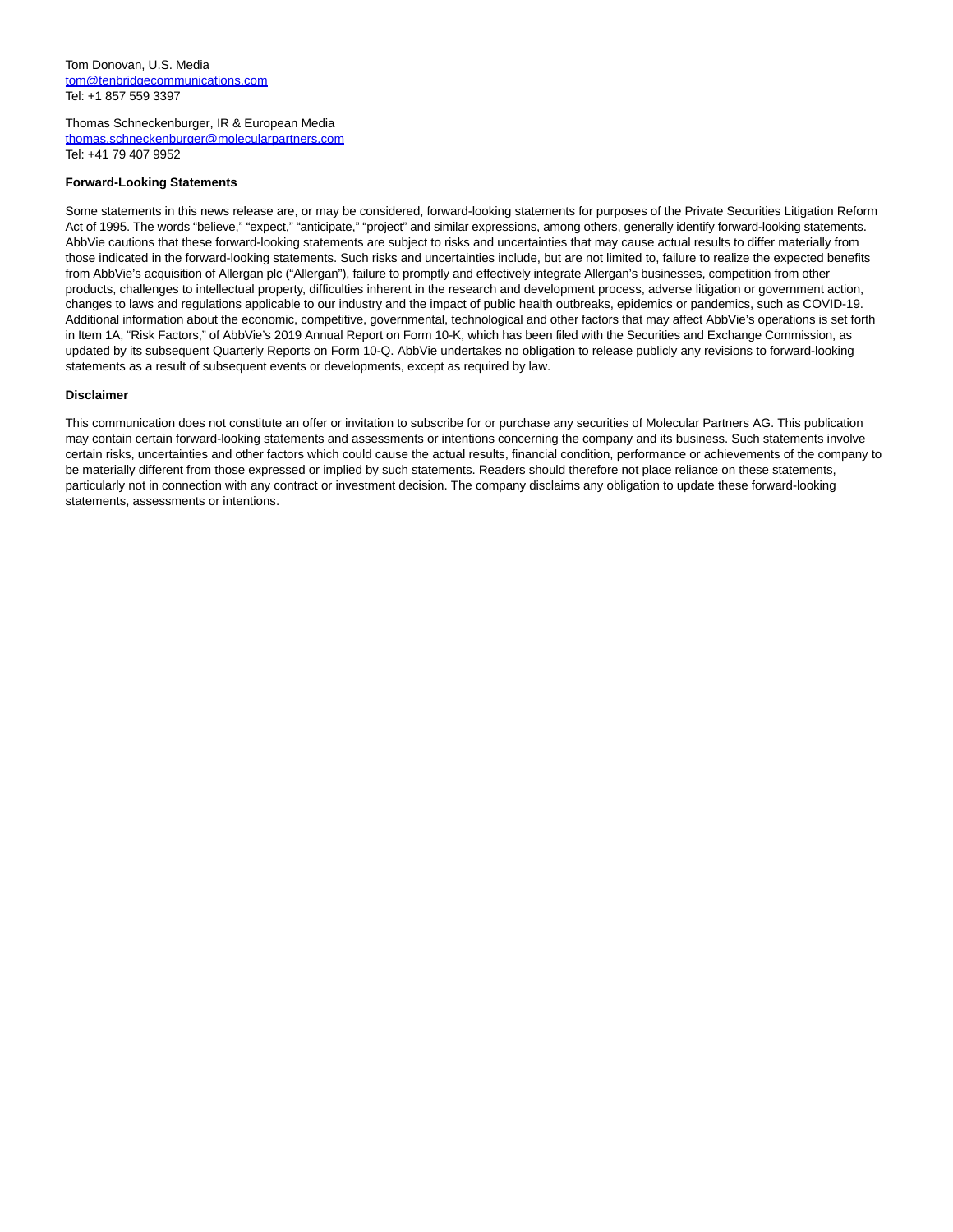Tom Donovan, U.S. Media
tom@tenbridgecommunications.com
Tel: +1 857 559 3397

Thomas Schneckenburger, IR & European Media
thomas.schneckenburger@molecularpartners.com
Tel: +41 79 407 9952

**Forward-Looking Statements**

Some statements in this news release are, or may be considered, forward-looking statements for purposes of the Private Securities Litigation Reform Act of 1995. The words "believe," "expect," "anticipate," "project" and similar expressions, among others, generally identify forward-looking statements. AbbVie cautions that these forward-looking statements are subject to risks and uncertainties that may cause actual results to differ materially from those indicated in the forward-looking statements. Such risks and uncertainties include, but are not limited to, failure to realize the expected benefits from AbbVie's acquisition of Allergan plc ("Allergan"), failure to promptly and effectively integrate Allergan's businesses, competition from other products, challenges to intellectual property, difficulties inherent in the research and development process, adverse litigation or government action, changes to laws and regulations applicable to our industry and the impact of public health outbreaks, epidemics or pandemics, such as COVID-19. Additional information about the economic, competitive, governmental, technological and other factors that may affect AbbVie's operations is set forth in Item 1A, "Risk Factors," of AbbVie's 2019 Annual Report on Form 10-K, which has been filed with the Securities and Exchange Commission, as updated by its subsequent Quarterly Reports on Form 10-Q. AbbVie undertakes no obligation to release publicly any revisions to forward-looking statements as a result of subsequent events or developments, except as required by law.

**Disclaimer**

This communication does not constitute an offer or invitation to subscribe for or purchase any securities of Molecular Partners AG. This publication may contain certain forward-looking statements and assessments or intentions concerning the company and its business. Such statements involve certain risks, uncertainties and other factors which could cause the actual results, financial condition, performance or achievements of the company to be materially different from those expressed or implied by such statements. Readers should therefore not place reliance on these statements, particularly not in connection with any contract or investment decision. The company disclaims any obligation to update these forward-looking statements, assessments or intentions.